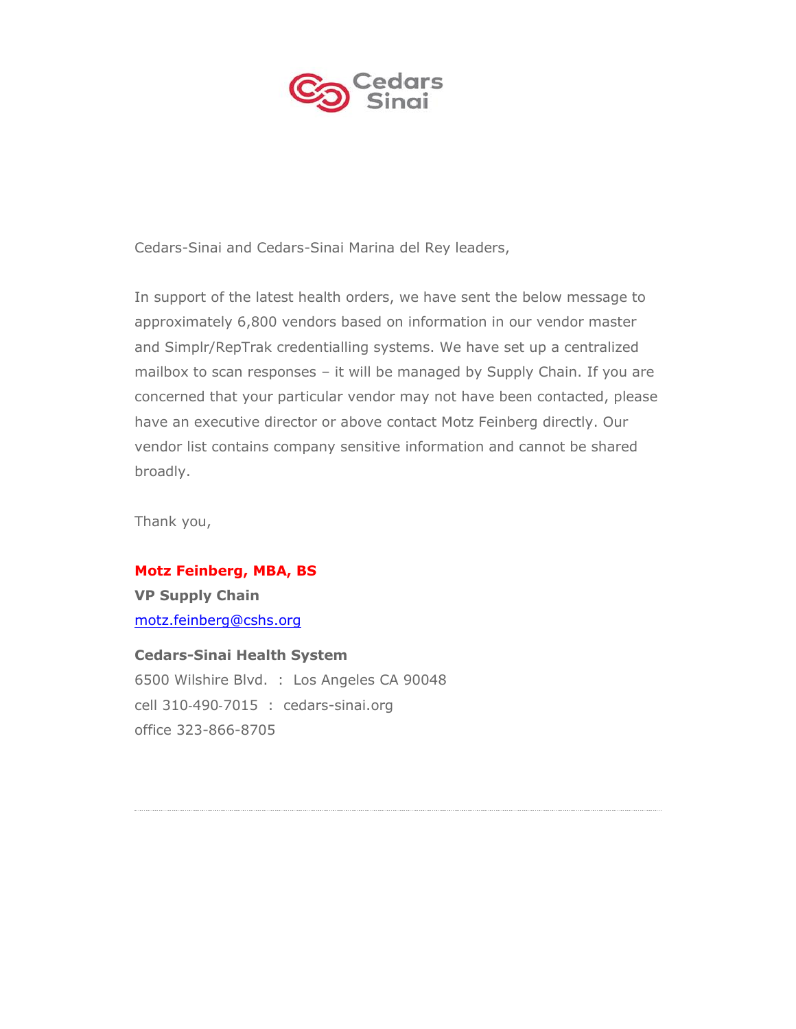Cedars Sinai

Cedars-Sinai and Cedars-Sinai Marina del Rey leaders,

In support of the latest health orders, we have sent the below message to approximately 6,800 vendors based on information in our vendor master and Simplr/RepTrak credentialling systems. We have set up a centralized mailbox to scan responses – it will be managed by Supply Chain. If you are concerned that your particular vendor may not have been contacted, please have an executive director or above contact Motz Feinberg directly. Our vendor list contains company sensitive information and cannot be shared broadly.

Thank you,

**Motz Feinberg, MBA, BS**
**VP Supply Chain**
motz.feinberg@cshs.org

**Cedars-Sinai Health System**
6500 Wilshire Blvd. : Los Angeles CA 90048
cell 310-490-7015 : cedars-sinai.org
office 323-866-8705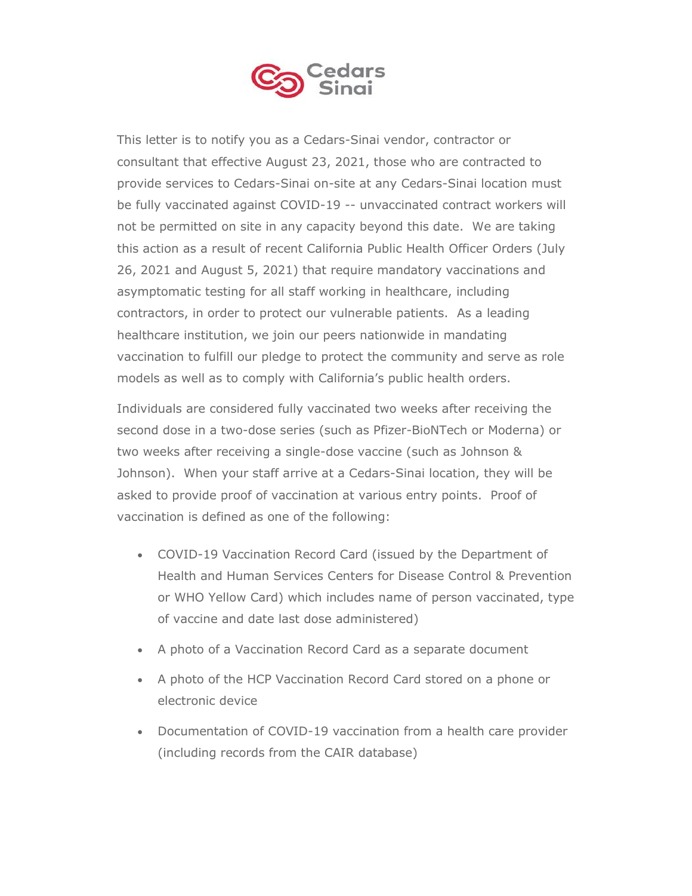This letter is to notify you as a Cedars-Sinai vendor, contractor or consultant that effective August 23, 2021, those who are contracted to provide services to Cedars-Sinai on-site at any Cedars-Sinai location must be fully vaccinated against COVID-19 -- unvaccinated contract workers will not be permitted on site in any capacity beyond this date. We are taking this action as a result of recent California Public Health Officer Orders (July 26, 2021 and August 5, 2021) that require mandatory vaccinations and asymptomatic testing for all staff working in healthcare, including contractors, in order to protect our vulnerable patients. As a leading healthcare institution, we join our peers nationwide in mandating vaccination to fulfill our pledge to protect the community and serve as role models as well as to comply with California's public health orders.

Individuals are considered fully vaccinated two weeks after receiving the second dose in a two-dose series (such as Pfizer-BioNTech or Moderna) or two weeks after receiving a single-dose vaccine (such as Johnson & Johnson). When your staff arrive at a Cedars-Sinai location, they will be asked to provide proof of vaccination at various entry points. Proof of vaccination is defined as one of the following:

- COVID-19 Vaccination Record Card (issued by the Department of Health and Human Services Centers for Disease Control & Prevention or WHO Yellow Card) which includes name of person vaccinated, type of vaccine and date last dose administered)
- A photo of a Vaccination Record Card as a separate document
- A photo of the HCP Vaccination Record Card stored on a phone or electronic device
- Documentation of COVID-19 vaccination from a health care provider (including records from the CAIR database)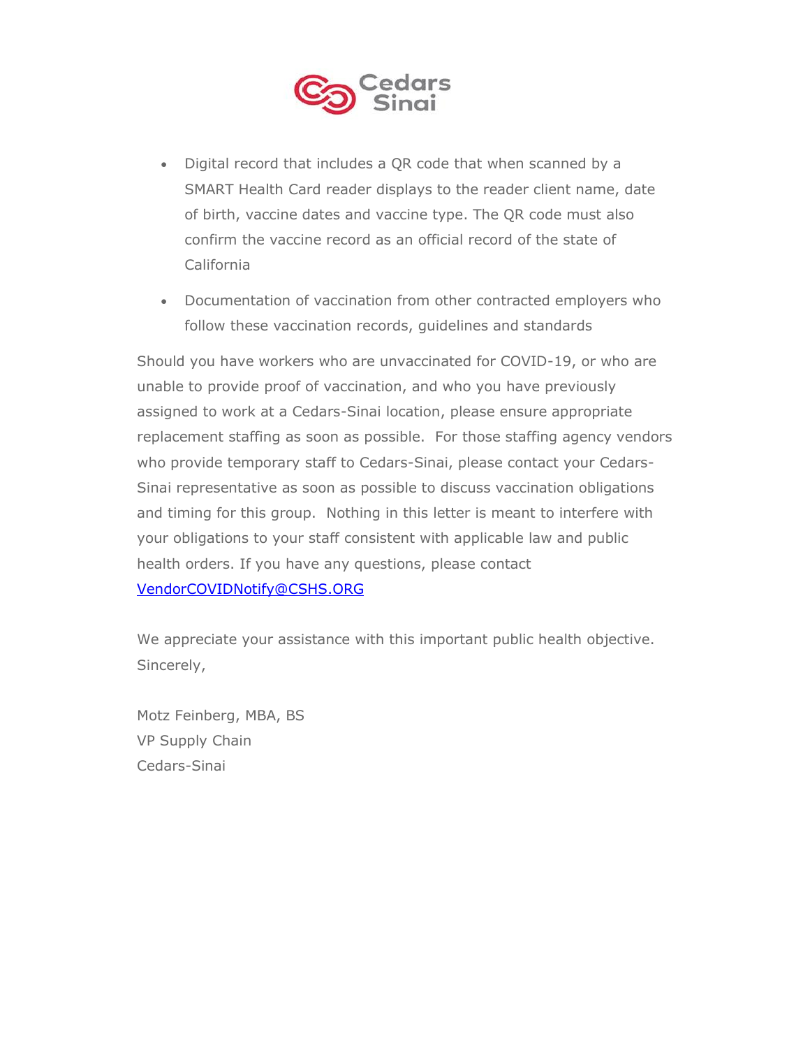- Digital record that includes a QR code that when scanned by a SMART Health Card reader displays to the reader client name, date of birth, vaccine dates and vaccine type. The QR code must also confirm the vaccine record as an official record of the state of California
- Documentation of vaccination from other contracted employers who follow these vaccination records, guidelines and standards

Should you have workers who are unvaccinated for COVID-19, or who are unable to provide proof of vaccination, and who you have previously assigned to work at a Cedars-Sinai location, please ensure appropriate replacement staffing as soon as possible. For those staffing agency vendors who provide temporary staff to Cedars-Sinai, please contact your Cedars-Sinai representative as soon as possible to discuss vaccination obligations and timing for this group. Nothing in this letter is meant to interfere with your obligations to your staff consistent with applicable law and public health orders. If you have any questions, please contact [VendorCOVIDNotify@CSHS.ORG](mailto:VendorCOVIDNotify@CSHS.ORG)

We appreciate your assistance with this important public health objective.
Sincerely,

Motz Feinberg, MBA, BS
VP Supply Chain
Cedars-Sinai